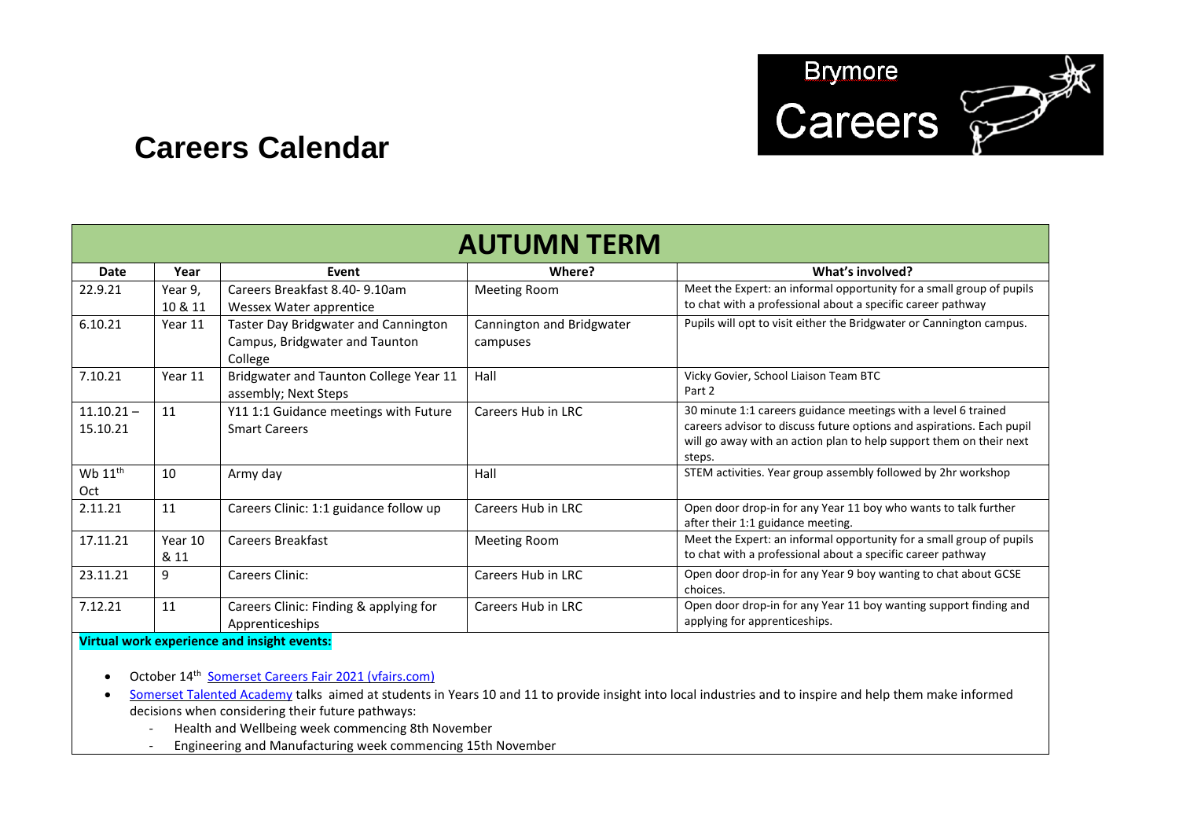# Careers Calendar

Brymore Careers

| AUTUMN TERM | | | | |
|---|---|---|---|---|
| **Date** | **Year** | **Event** | **Where?** | **What's involved?** |
| 22.9.21 | Year 9, 10 & 11 | Careers Breakfast 8.40- 9.10am Wessex Water apprentice | Meeting Room | Meet the Expert: an informal opportunity for a small group of pupils to chat with a professional about a specific career pathway |
| 6.10.21 | Year 11 | Taster Day Bridgwater and Cannington Campus, Bridgwater and Taunton College | Cannington and Bridgwater campuses | Pupils will opt to visit either the Bridgwater or Cannington campus. |
| 7.10.21 | Year 11 | Bridgwater and Taunton College Year 11 assembly; Next Steps | Hall | Vicky Govier, School Liaison Team BTC Part 2 |
| 11.10.21 – 15.10.21 | 11 | Y11 1:1 Guidance meetings with Future Smart Careers | Careers Hub in LRC | 30 minute 1:1 careers guidance meetings with a level 6 trained careers advisor to discuss future options and aspirations. Each pupil will go away with an action plan to help support them on their next steps. |
| Wb 11th Oct | 10 | Army day | Hall | STEM activities. Year group assembly followed by 2hr workshop |
| 2.11.21 | 11 | Careers Clinic: 1:1 guidance follow up | Careers Hub in LRC | Open door drop-in for any Year 11 boy who wants to talk further after their 1:1 guidance meeting. |
| 17.11.21 | Year 10 & 11 | Careers Breakfast | Meeting Room | Meet the Expert: an informal opportunity for a small group of pupils to chat with a professional about a specific career pathway |
| 23.11.21 | 9 | Careers Clinic: | Careers Hub in LRC | Open door drop-in for any Year 9 boy wanting to chat about GCSE choices. |
| 7.12.21 | 11 | Careers Clinic: Finding & applying for Apprenticeships | Careers Hub in LRC | Open door drop-in for any Year 11 boy wanting support finding and applying for apprenticeships. |

**Virtual work experience and insight events:**

- October 14th Somerset Careers Fair 2021 (vfairs.com)
- Somerset Talented Academy talks aimed at students in Years 10 and 11 to provide insight into local industries and to inspire and help them make informed decisions when considering their future pathways:
  - Health and Wellbeing week commencing 8th November
  - Engineering and Manufacturing week commencing 15th November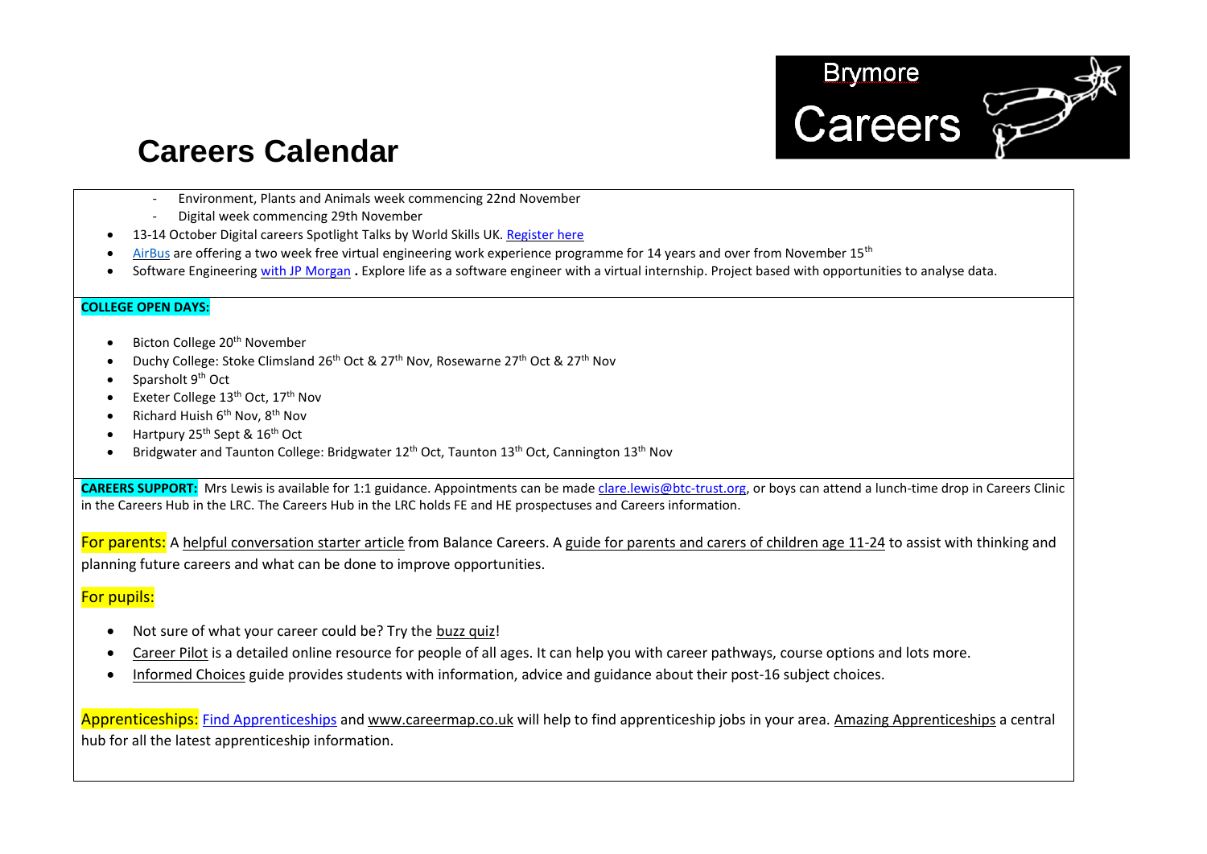# Careers Calendar

Brymore Careers

- Environment, Plants and Animals week commencing 22nd November
- Digital week commencing 29th November

- 13-14 October Digital careers Spotlight Talks by World Skills UK. Register here
- AirBus are offering a two week free virtual engineering work experience programme for 14 years and over from November 15th
- Software Engineering with JP Morgan **.** Explore life as a software engineer with a virtual internship. Project based with opportunities to analyse data.

**COLLEGE OPEN DAYS:**

- Bicton College 20th November
- Duchy College: Stoke Climsland 26th Oct & 27th Nov, Rosewarne 27th Oct & 27th Nov
- Sparsholt 9th Oct
- Exeter College 13th Oct, 17th Nov
- Richard Huish 6th Nov, 8th Nov
- Hartpury 25th Sept & 16th Oct
- Bridgwater and Taunton College: Bridgwater 12th Oct, Taunton 13th Oct, Cannington 13th Nov

**CAREERS SUPPORT:** Mrs Lewis is available for 1:1 guidance. Appointments can be made clare.lewis@btc-trust.org, or boys can attend a lunch-time drop in Careers Clinic in the Careers Hub in the LRC. The Careers Hub in the LRC holds FE and HE prospectuses and Careers information.

For parents: A helpful conversation starter article from Balance Careers. A guide for parents and carers of children age 11-24 to assist with thinking and planning future careers and what can be done to improve opportunities.

For pupils:

- Not sure of what your career could be? Try the buzz quiz!
- Career Pilot is a detailed online resource for people of all ages. It can help you with career pathways, course options and lots more.
- Informed Choices guide provides students with information, advice and guidance about their post-16 subject choices.

Apprenticeships: Find Apprenticeships and www.careermap.co.uk will help to find apprenticeship jobs in your area. Amazing Apprenticeships a central hub for all the latest apprenticeship information.